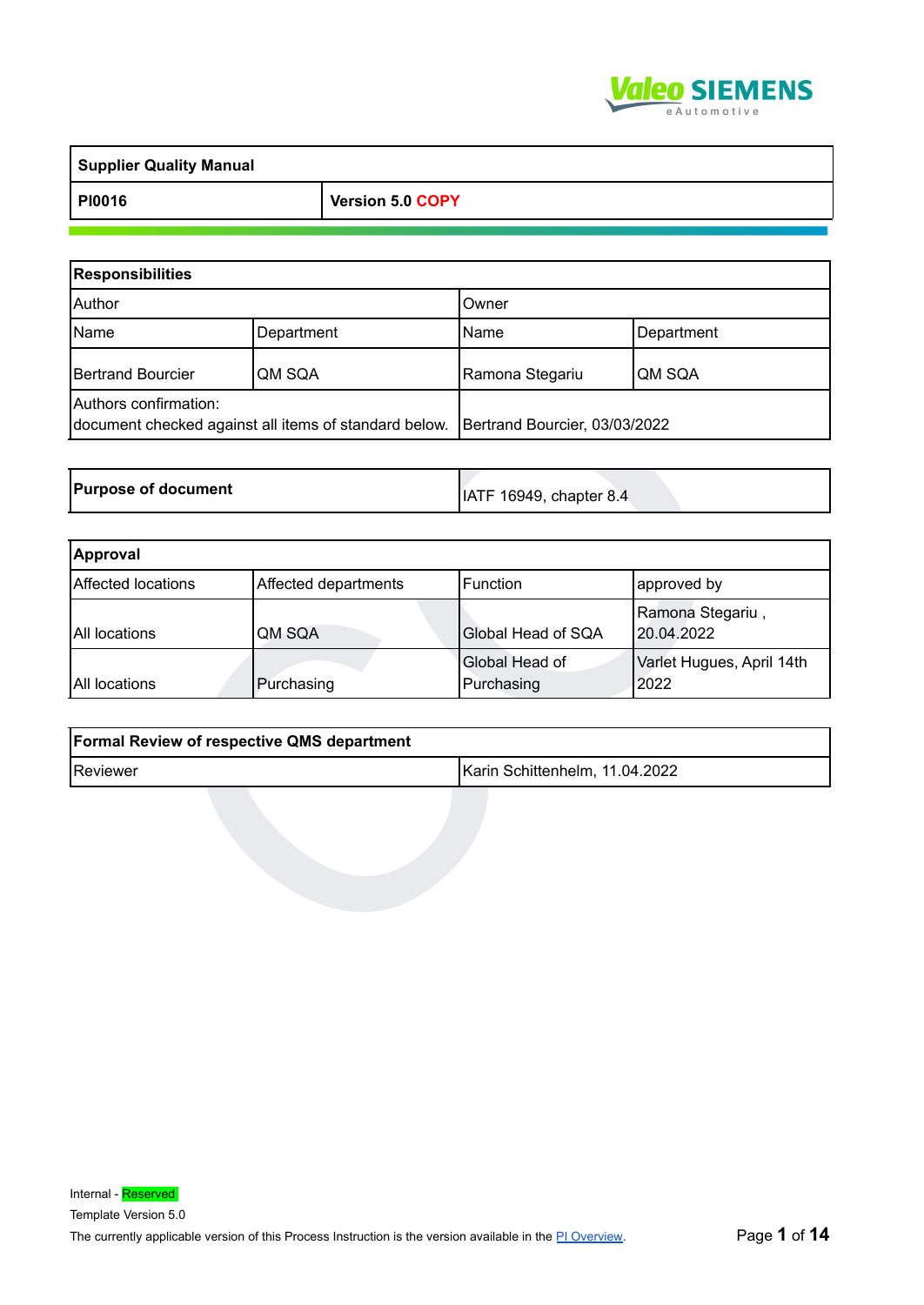| Supplier Quality Manual | |
|---|---|
| **PI0016** | **Version 5.0 COPY** |

| **Responsibilities** | | | |
|---|---|---|---|
| Author | | Owner | |
| Name | Department | Name | Department |
| Bertrand Bourcier | QM SQA | Ramona Stegariu | QM SQA |
| Authors confirmation: document checked against all items of standard below. | | Bertrand Bourcier, 03/03/2022 | |

| **Purpose of document** | IATF 16949, chapter 8.4 |
|---|---|

| **Approval** | | | |
|---|---|---|---|
| Affected locations | Affected departments | Function | approved by |
| All locations | QM SQA | Global Head of SQA | Ramona Stegariu , 20.04.2022 |
| All locations | Purchasing | Global Head of Purchasing | Varlet Hugues, April 14th 2022 |

| **Formal Review of respective QMS department** | |
|---|---|
| Reviewer | Karin Schittenhelm, 11.04.2022 |

Internal - Reserved

Template Version 5.0

The currently applicable version of this Process Instruction is the version available in the PI Overview.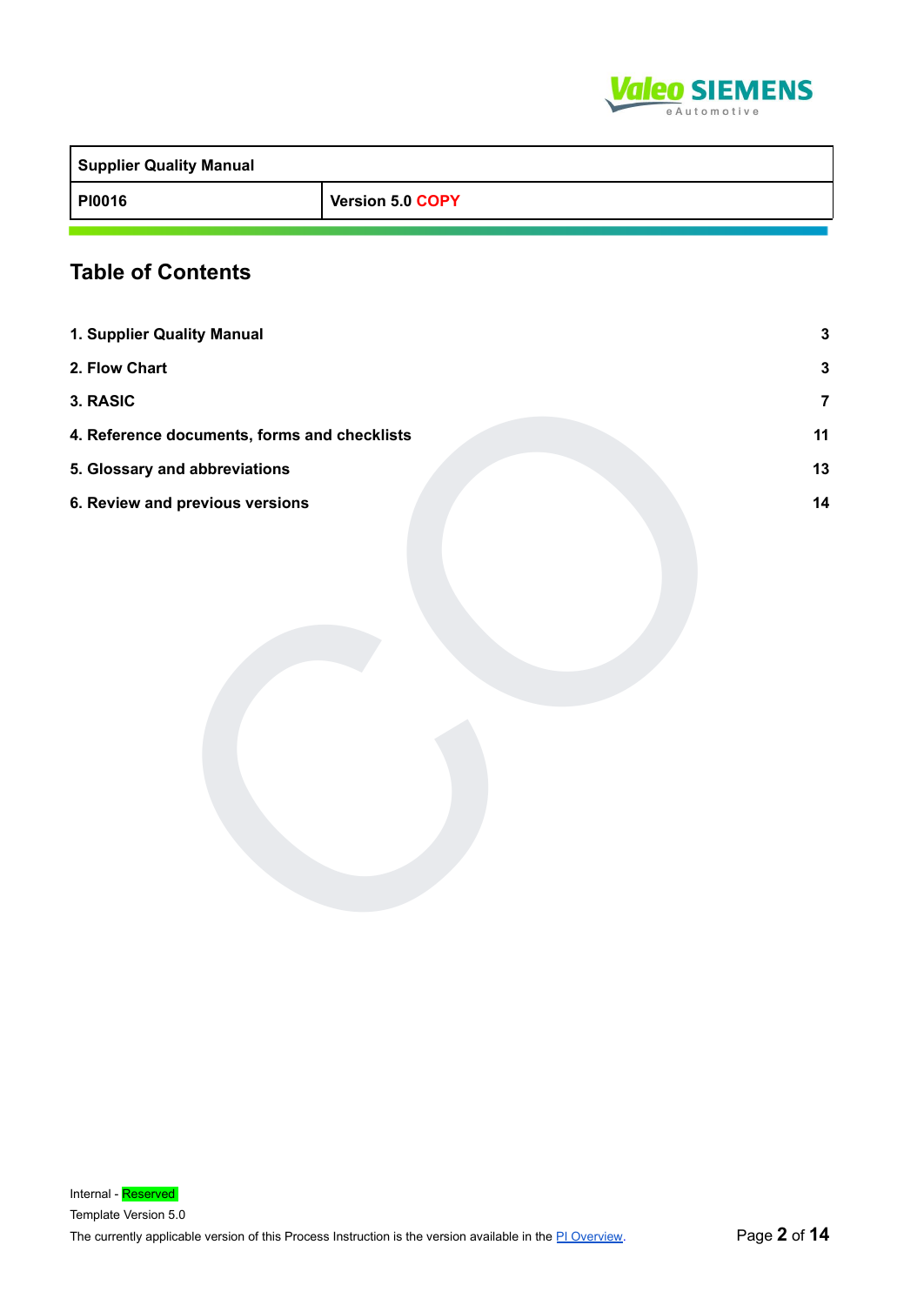| Supplier Quality Manual | |
|---|---|
| PI0016 | Version 5.0 COPY |

## Table of Contents

| | |
|---|---|
| 1. Supplier Quality Manual | 3 |
| 2. Flow Chart | 3 |
| 3. RASIC | 7 |
| 4. Reference documents, forms and checklists | 11 |
| 5. Glossary and abbreviations | 13 |
| 6. Review and previous versions | 14 |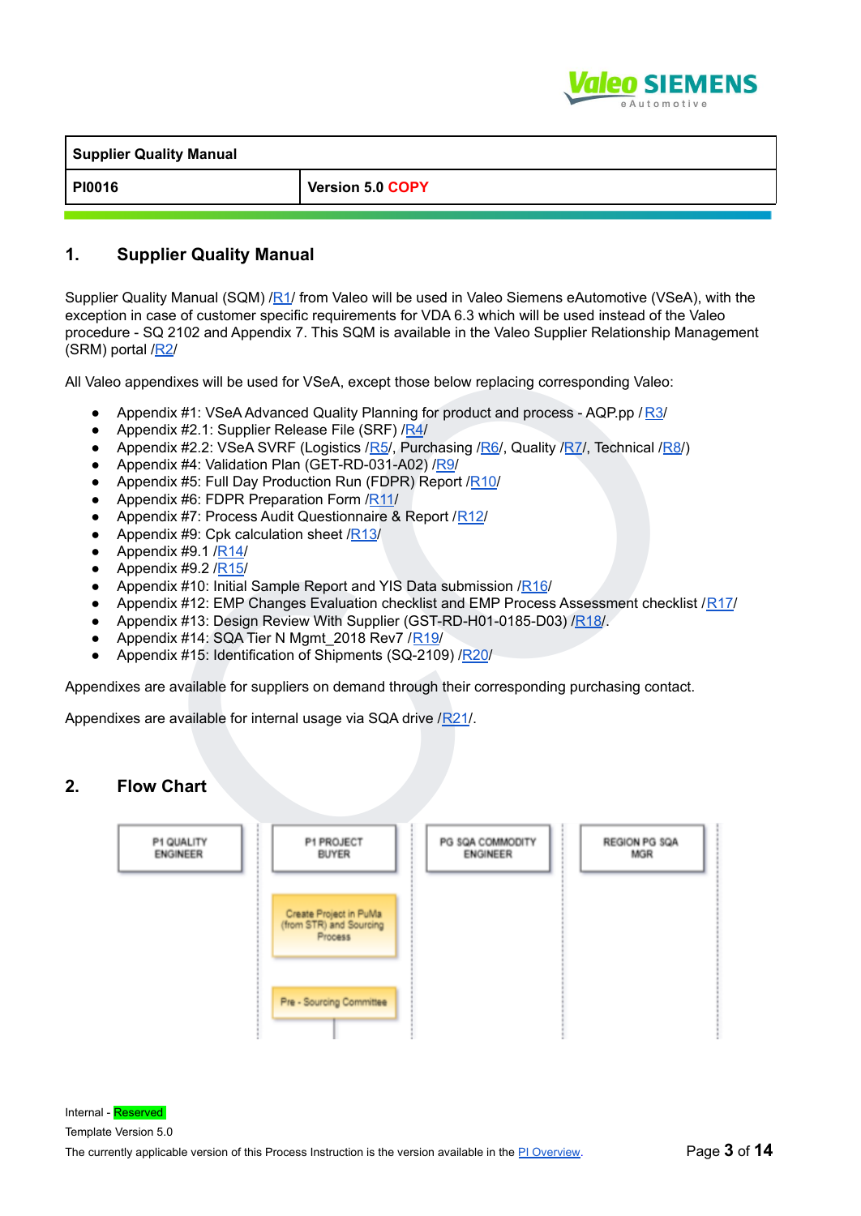| Supplier Quality Manual | |
|---|---|
| PI0016 | Version 5.0 COPY |

## 1. Supplier Quality Manual

Supplier Quality Manual (SQM) /R1/ from Valeo will be used in Valeo Siemens eAutomotive (VSeA), with the exception in case of customer specific requirements for VDA 6.3 which will be used instead of the Valeo procedure - SQ 2102 and Appendix 7. This SQM is available in the Valeo Supplier Relationship Management (SRM) portal /R2/

All Valeo appendixes will be used for VSeA, except those below replacing corresponding Valeo:

- Appendix #1: VSeA Advanced Quality Planning for product and process - AQP.pp / R3/
- Appendix #2.1: Supplier Release File (SRF) /R4/
- Appendix #2.2: VSeA SVRF (Logistics /R5/, Purchasing /R6/, Quality /R7/, Technical /R8/)
- Appendix #4: Validation Plan (GET-RD-031-A02) /R9/
- Appendix #5: Full Day Production Run (FDPR) Report /R10/
- Appendix #6: FDPR Preparation Form /R11/
- Appendix #7: Process Audit Questionnaire & Report /R12/
- Appendix #9: Cpk calculation sheet /R13/
- Appendix #9.1 /R14/
- Appendix #9.2 /R15/
- Appendix #10: Initial Sample Report and YIS Data submission /R16/
- Appendix #12: EMP Changes Evaluation checklist and EMP Process Assessment checklist /R17/
- Appendix #13: Design Review With Supplier (GST-RD-H01-0185-D03) /R18/.
- Appendix #14: SQA Tier N Mgmt_2018 Rev7 /R19/
- Appendix #15: Identification of Shipments (SQ-2109) /R20/

Appendixes are available for suppliers on demand through their corresponding purchasing contact.

Appendixes are available for internal usage via SQA drive /R21/.

## 2. Flow Chart

| P1 QUALITY ENGINEER | P1 PROJECT BUYER | PG SQA COMMODITY ENGINEER | REGION PG SQA MGR |
|---|---|---|---|
| | Create Project in PuMa (from STR) and Sourcing Process | | |
| | Pre - Sourcing Committee | | |

Internal - Reserved

Template Version 5.0

The currently applicable version of this Process Instruction is the version available in the PI Overview.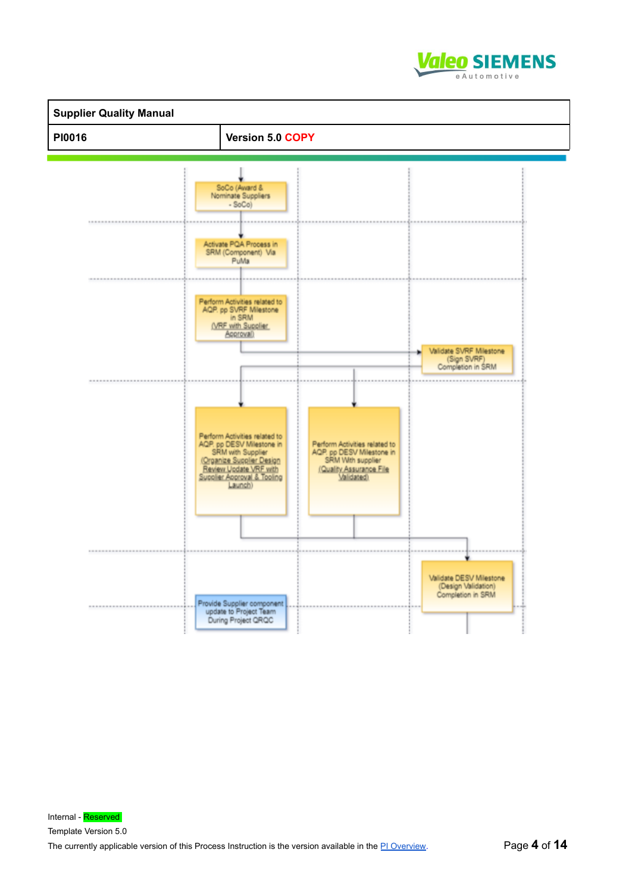SoCo (Award & Nominate Suppliers - SoCo)

Activate PQA Process in SRM (Component) Via PuMa

Perform Activities related to AQP. pp SVRF Milestone in SRM (VRF with Supplier Approval)

Validate SVRF Milestone (Sign SVRF) Completion in SRM

Perform Activities related to AQP. pp DESV Milestone in SRM with Supplier (Organize Supplier Design Review Update VRF with Supplier Approval & Tooling Launch)

Perform Activities related to AQP. pp DESV Milestone in SRM With supplier (Quality Assurance File Validated)

Validate DESV Milestone (Design Validation) Completion in SRM

Provide Supplier component update to Project Team During Project QRQC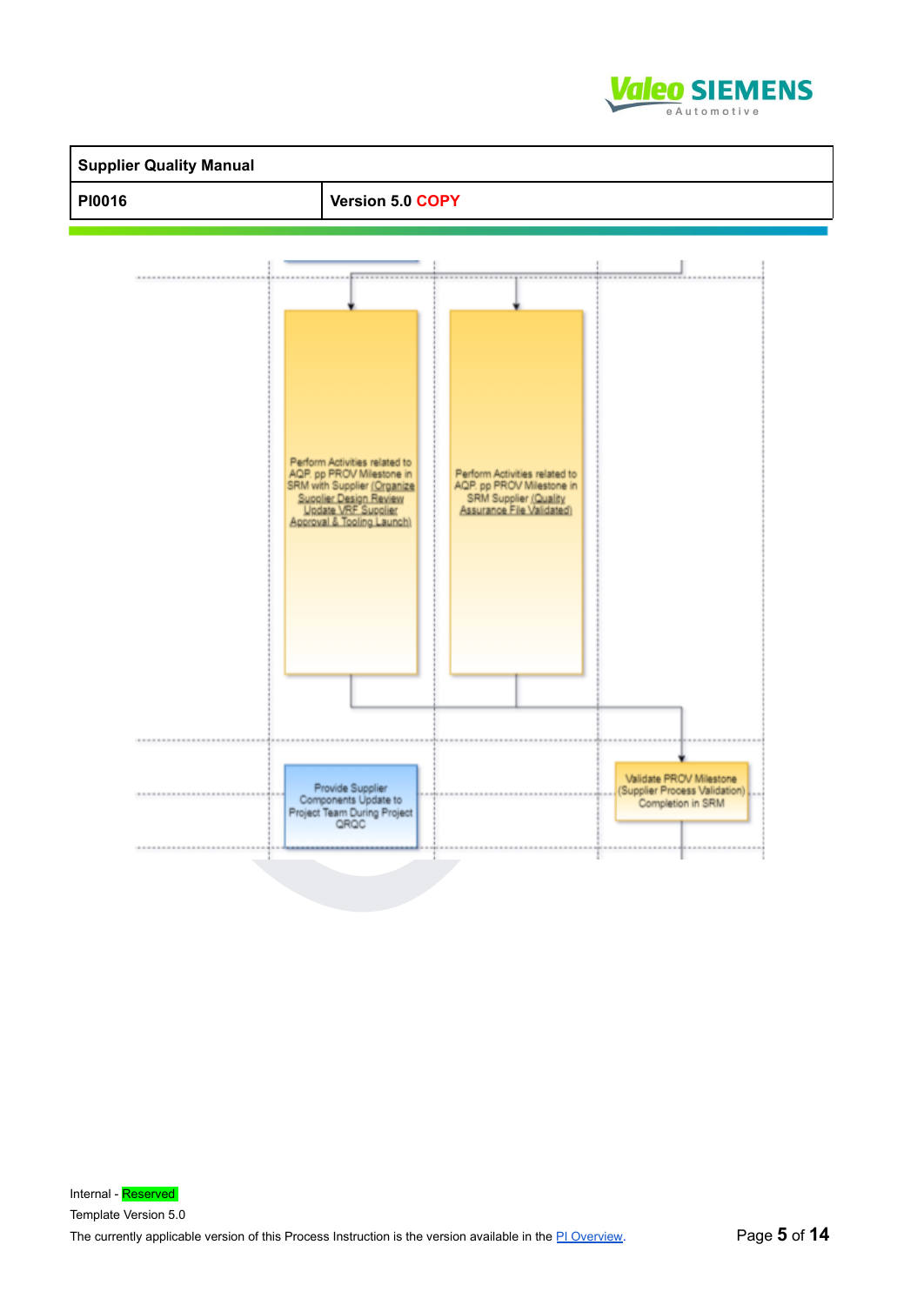Perform Activities related to AQP pp PROV Milestone in SRM with Supplier (Organize Supplier Design Review Update VRF Supplier Approval & Tooling Launch)

Perform Activities related to AQP pp PROV Milestone in SRM Supplier (Quality Assurance File Validated)

Provide Supplier Components Update to Project Team During Project QRQC

Validate PROV Milestone (Supplier Process Validation) Completion in SRM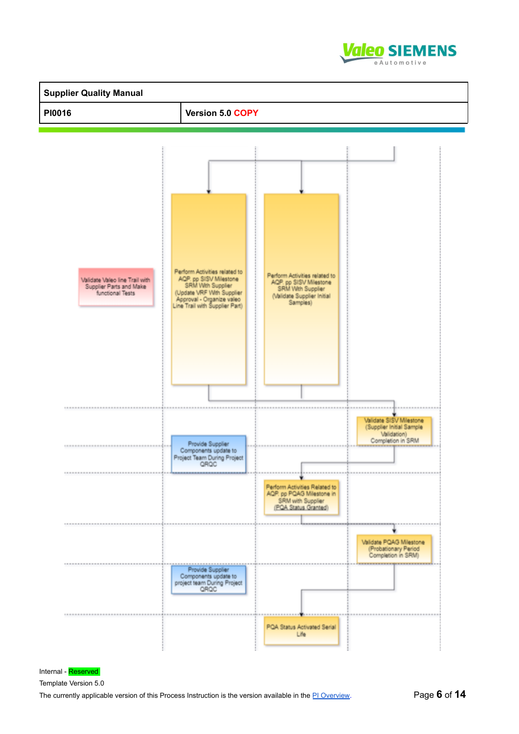Validate Valeo line Trail with Supplier Parts and Make functional Tests

Perform Activities related to AQP. pp SISV Milestone SRM With Supplier (Update VRF With Supplier Approval - Organize valeo Line Trail with Supplier Part)

Perform Activities related to AQP. pp SISV Milestone SRM With Supplier (Validate Supplier Initial Samples)

Validate SISV Milestone (Supplier Initial Sample Validation) Completion in SRM

Provide Supplier Components update to Project Team During Project QRQC

Perform Activities Related to AQP. pp PQAG Milestone in SRM with Supplier (PQA Status Granted)

Validate PQAG Milestone (Probationary Period Completion in SRM)

Provide Supplier Components update to project team During Project QRQC

PQA Status Activated Serial Life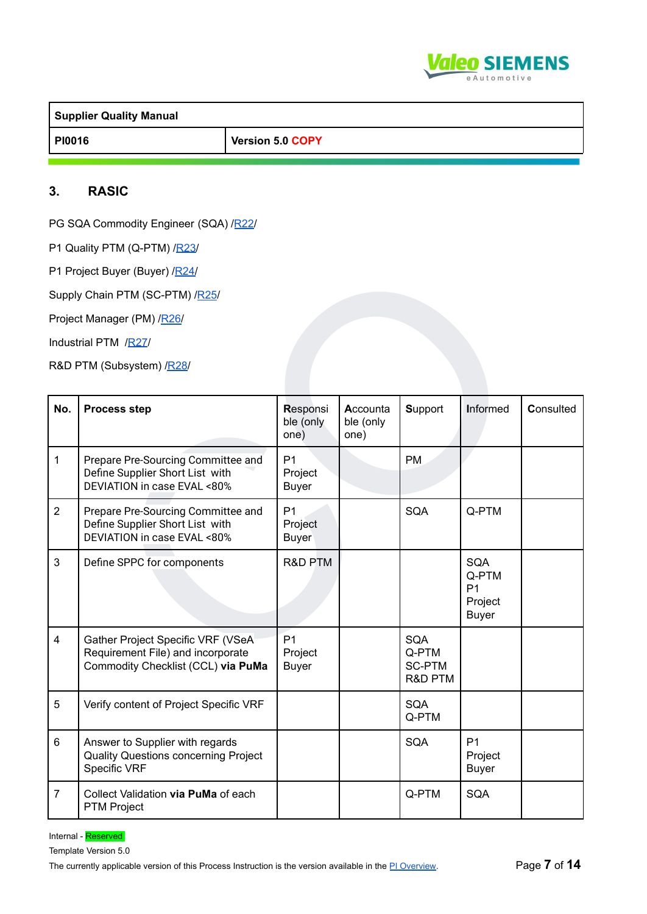## 3. RASIC

PG SQA Commodity Engineer (SQA) /R22/

P1 Quality PTM (Q-PTM) /R23/

P1 Project Buyer (Buyer) /R24/

Supply Chain PTM (SC-PTM) /R25/

Project Manager (PM) /R26/

Industrial PTM /R27/

R&D PTM (Subsystem) /R28/

| No. | Process step | Responsible (only one) | Accountable (only one) | Support | Informed | Consulted |
|---|---|---|---|---|---|---|
| 1 | Prepare Pre-Sourcing Committee and Define Supplier Short List with DEVIATION in case EVAL <80% | P1 Project Buyer | | PM | | |
| 2 | Prepare Pre-Sourcing Committee and Define Supplier Short List with DEVIATION in case EVAL <80% | P1 Project Buyer | | SQA | Q-PTM | |
| 3 | Define SPPC for components | R&D PTM | | | SQA Q-PTM P1 Project Buyer | |
| 4 | Gather Project Specific VRF (VSeA Requirement File) and incorporate Commodity Checklist (CCL) **via PuMa** | P1 Project Buyer | | SQA Q-PTM SC-PTM R&D PTM | | |
| 5 | Verify content of Project Specific VRF | | | SQA Q-PTM | | |
| 6 | Answer to Supplier with regards Quality Questions concerning Project Specific VRF | | | SQA | P1 Project Buyer | |
| 7 | Collect Validation **via PuMa** of each PTM Project | | | Q-PTM | SQA | |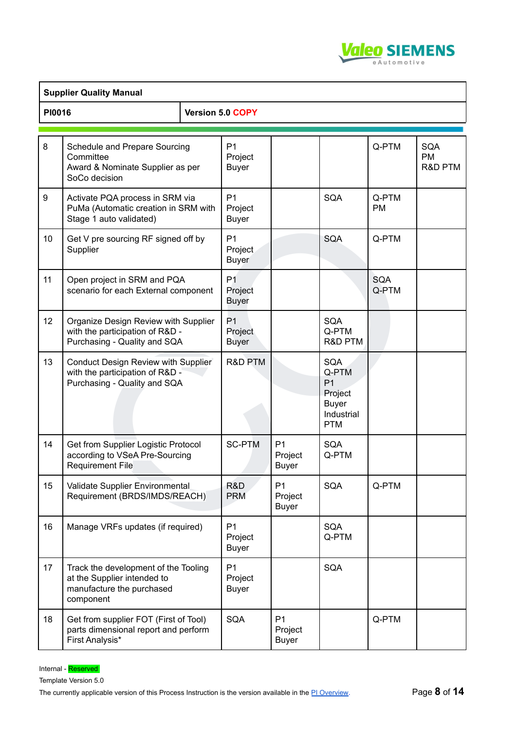| | | | | | | |
|---|---|---|---|---|---|---|
| 8 | Schedule and Prepare Sourcing Committee<br>Award & Nominate Supplier as per SoCo decision | P1 Project Buyer | | | Q-PTM | SQA<br>PM<br>R&D PTM |
| 9 | Activate PQA process in SRM via PuMa (Automatic creation in SRM with Stage 1 auto validated) | P1 Project Buyer | | SQA | Q-PTM<br>PM | |
| 10 | Get V pre sourcing RF signed off by Supplier | P1 Project Buyer | | SQA | Q-PTM | |
| 11 | Open project in SRM and PQA scenario for each External component | P1 Project Buyer | | | SQA<br>Q-PTM | |
| 12 | Organize Design Review with Supplier with the participation of R&D - Purchasing - Quality and SQA | P1 Project Buyer | | SQA<br>Q-PTM<br>R&D PTM | | |
| 13 | Conduct Design Review with Supplier with the participation of R&D - Purchasing - Quality and SQA | R&D PTM | | SQA<br>Q-PTM<br>P1 Project Buyer<br>Industrial PTM | | |
| 14 | Get from Supplier Logistic Protocol according to VSeA Pre-Sourcing Requirement File | SC-PTM | P1 Project Buyer | SQA<br>Q-PTM | | |
| 15 | Validate Supplier Environmental Requirement (BRDS/IMDS/REACH) | R&D PRM | P1 Project Buyer | SQA | Q-PTM | |
| 16 | Manage VRFs updates (if required) | P1 Project Buyer | | SQA<br>Q-PTM | | |
| 17 | Track the development of the Tooling at the Supplier intended to manufacture the purchased component | P1 Project Buyer | | SQA | | |
| 18 | Get from supplier FOT (First of Tool) parts dimensional report and perform First Analysis* | SQA | P1 Project Buyer | | Q-PTM | |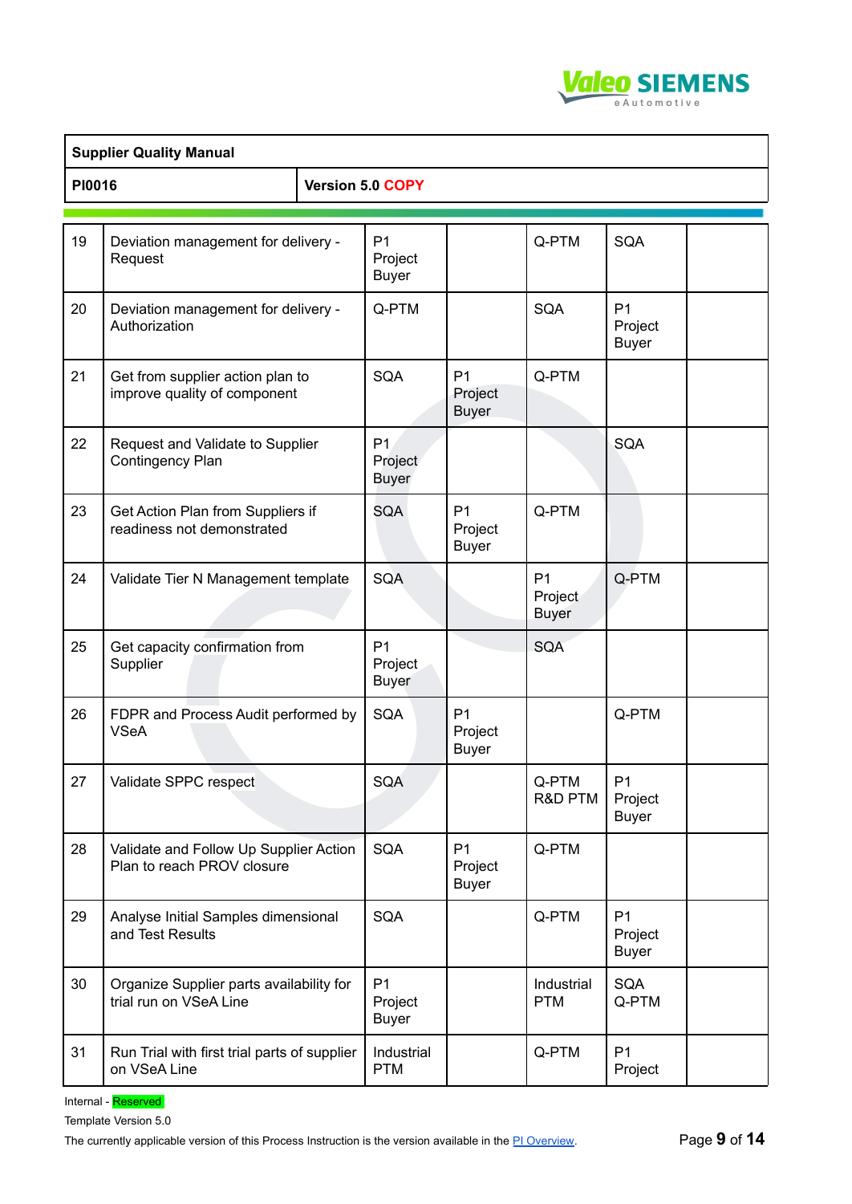| 19 | Deviation management for delivery - Request | P1 Project Buyer | | Q-PTM | SQA | |
|---|---|---|---|---|---|---|
| 20 | Deviation management for delivery - Authorization | Q-PTM | | SQA | P1 Project Buyer | |
| 21 | Get from supplier action plan to improve quality of component | SQA | P1 Project Buyer | Q-PTM | | |
| 22 | Request and Validate to Supplier Contingency Plan | P1 Project Buyer | | | SQA | |
| 23 | Get Action Plan from Suppliers if readiness not demonstrated | SQA | P1 Project Buyer | Q-PTM | | |
| 24 | Validate Tier N Management template | SQA | | P1 Project Buyer | Q-PTM | |
| 25 | Get capacity confirmation from Supplier | P1 Project Buyer | | SQA | | |
| 26 | FDPR and Process Audit performed by VSeA | SQA | P1 Project Buyer | | Q-PTM | |
| 27 | Validate SPPC respect | SQA | | Q-PTM R&D PTM | P1 Project Buyer | |
| 28 | Validate and Follow Up Supplier Action Plan to reach PROV closure | SQA | P1 Project Buyer | Q-PTM | | |
| 29 | Analyse Initial Samples dimensional and Test Results | SQA | | Q-PTM | P1 Project Buyer | |
| 30 | Organize Supplier parts availability for trial run on VSeA Line | P1 Project Buyer | | Industrial PTM | SQA Q-PTM | |
| 31 | Run Trial with first trial parts of supplier on VSeA Line | Industrial PTM | | Q-PTM | P1 Project | |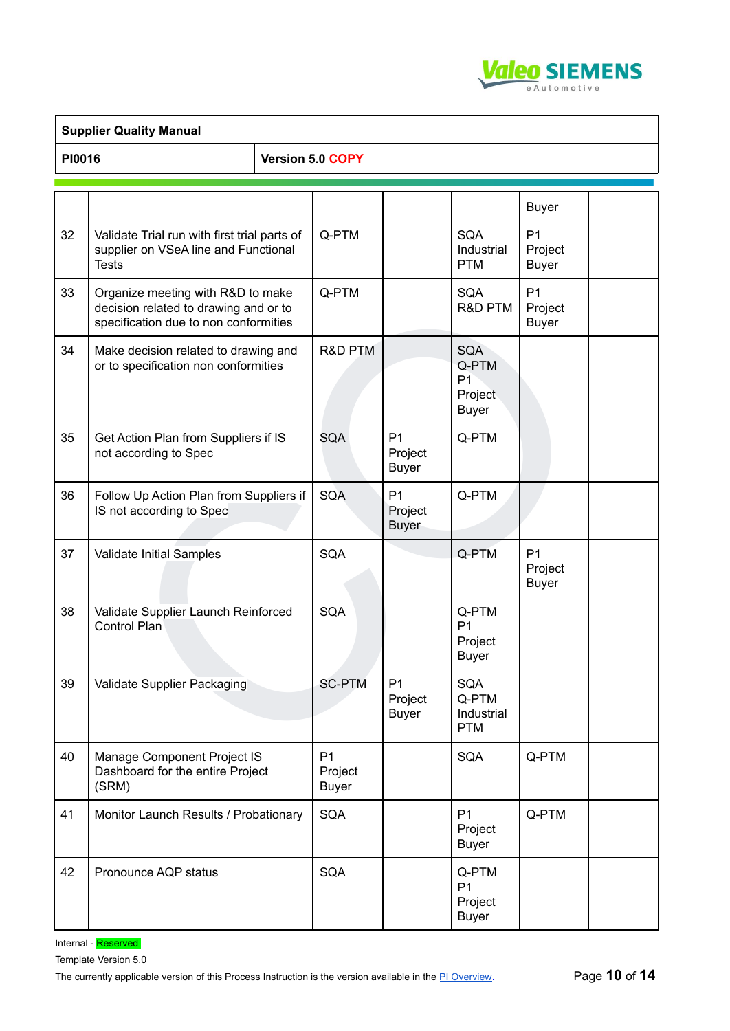| | | | | | | |
|---|---|---|---|---|---|---|
| | | | | | Buyer | |
| 32 | Validate Trial run with first trial parts of supplier on VSeA line and Functional Tests | Q-PTM | | SQA Industrial PTM | P1 Project Buyer | |
| 33 | Organize meeting with R&D to make decision related to drawing and or to specification due to non conformities | Q-PTM | | SQA R&D PTM | P1 Project Buyer | |
| 34 | Make decision related to drawing and or to specification non conformities | R&D PTM | | SQA Q-PTM P1 Project Buyer | | |
| 35 | Get Action Plan from Suppliers if IS not according to Spec | SQA | P1 Project Buyer | Q-PTM | | |
| 36 | Follow Up Action Plan from Suppliers if IS not according to Spec | SQA | P1 Project Buyer | Q-PTM | | |
| 37 | Validate Initial Samples | SQA | | Q-PTM | P1 Project Buyer | |
| 38 | Validate Supplier Launch Reinforced Control Plan | SQA | | Q-PTM P1 Project Buyer | | |
| 39 | Validate Supplier Packaging | SC-PTM | P1 Project Buyer | SQA Q-PTM Industrial PTM | | |
| 40 | Manage Component Project IS Dashboard for the entire Project (SRM) | P1 Project Buyer | | SQA | Q-PTM | |
| 41 | Monitor Launch Results / Probationary | SQA | | P1 Project Buyer | Q-PTM | |
| 42 | Pronounce AQP status | SQA | | Q-PTM P1 Project Buyer | | |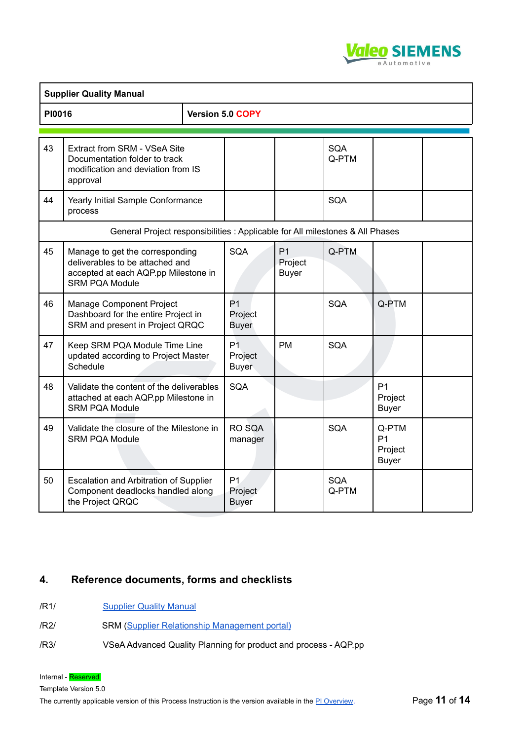| 43 | Extract from SRM - VSeA Site Documentation folder to track modification and deviation from IS approval | | | SQA Q-PTM | | |
|---|---|---|---|---|---|---|
| 44 | Yearly Initial Sample Conformance process | | | SQA | | |
| General Project responsibilities : Applicable for All milestones & All Phases | | | | | | |
| 45 | Manage to get the corresponding deliverables to be attached and accepted at each AQP.pp Milestone in SRM PQA Module | SQA | P1 Project Buyer | Q-PTM | | |
| 46 | Manage Component Project Dashboard for the entire Project in SRM and present in Project QRQC | P1 Project Buyer | | SQA | Q-PTM | |
| 47 | Keep SRM PQA Module Time Line updated according to Project Master Schedule | P1 Project Buyer | PM | SQA | | |
| 48 | Validate the content of the deliverables attached at each AQP.pp Milestone in SRM PQA Module | SQA | | | P1 Project Buyer | |
| 49 | Validate the closure of the Milestone in SRM PQA Module | RO SQA manager | | SQA | Q-PTM P1 Project Buyer | |
| 50 | Escalation and Arbitration of Supplier Component deadlocks handled along the Project QRQC | P1 Project Buyer | | SQA Q-PTM | | |

## 4. Reference documents, forms and checklists

/R1/ Supplier Quality Manual

/R2/ SRM (Supplier Relationship Management portal)

/R3/ VSeA Advanced Quality Planning for product and process - AQP.pp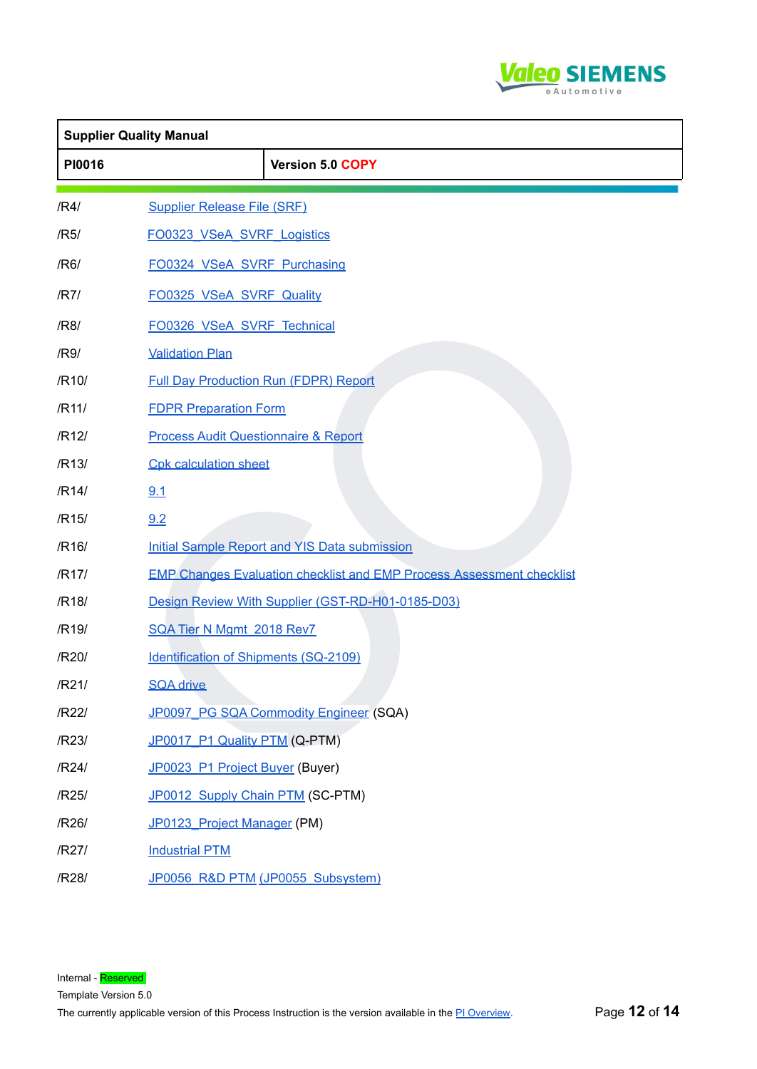| | |
|---|---|
| /R4/ | Supplier Release File (SRF) |
| /R5/ | FO0323_VSeA_SVRF_Logistics |
| /R6/ | FO0324_VSeA_SVRF_Purchasing |
| /R7/ | FO0325_VSeA_SVRF_Quality |
| /R8/ | FO0326_VSeA_SVRF_Technical |
| /R9/ | Validation Plan |
| /R10/ | Full Day Production Run (FDPR) Report |
| /R11/ | FDPR Preparation Form |
| /R12/ | Process Audit Questionnaire & Report |
| /R13/ | Cpk calculation sheet |
| /R14/ | 9.1 |
| /R15/ | 9.2 |
| /R16/ | Initial Sample Report and YIS Data submission |
| /R17/ | EMP Changes Evaluation checklist and EMP Process Assessment checklist |
| /R18/ | Design Review With Supplier (GST-RD-H01-0185-D03) |
| /R19/ | SQA Tier N Mgmt_2018 Rev7 |
| /R20/ | Identification of Shipments (SQ-2109) |
| /R21/ | SQA drive |
| /R22/ | JP0097_PG SQA Commodity Engineer (SQA) |
| /R23/ | JP0017_P1 Quality PTM (Q-PTM) |
| /R24/ | JP0023_P1 Project Buyer (Buyer) |
| /R25/ | JP0012_Supply Chain PTM (SC-PTM) |
| /R26/ | JP0123_Project Manager (PM) |
| /R27/ | Industrial PTM |
| /R28/ | JP0056_R&D PTM (JP0055_Subsystem) |

Internal - Reserved

Template Version 5.0

The currently applicable version of this Process Instruction is the version available in the PI Overview.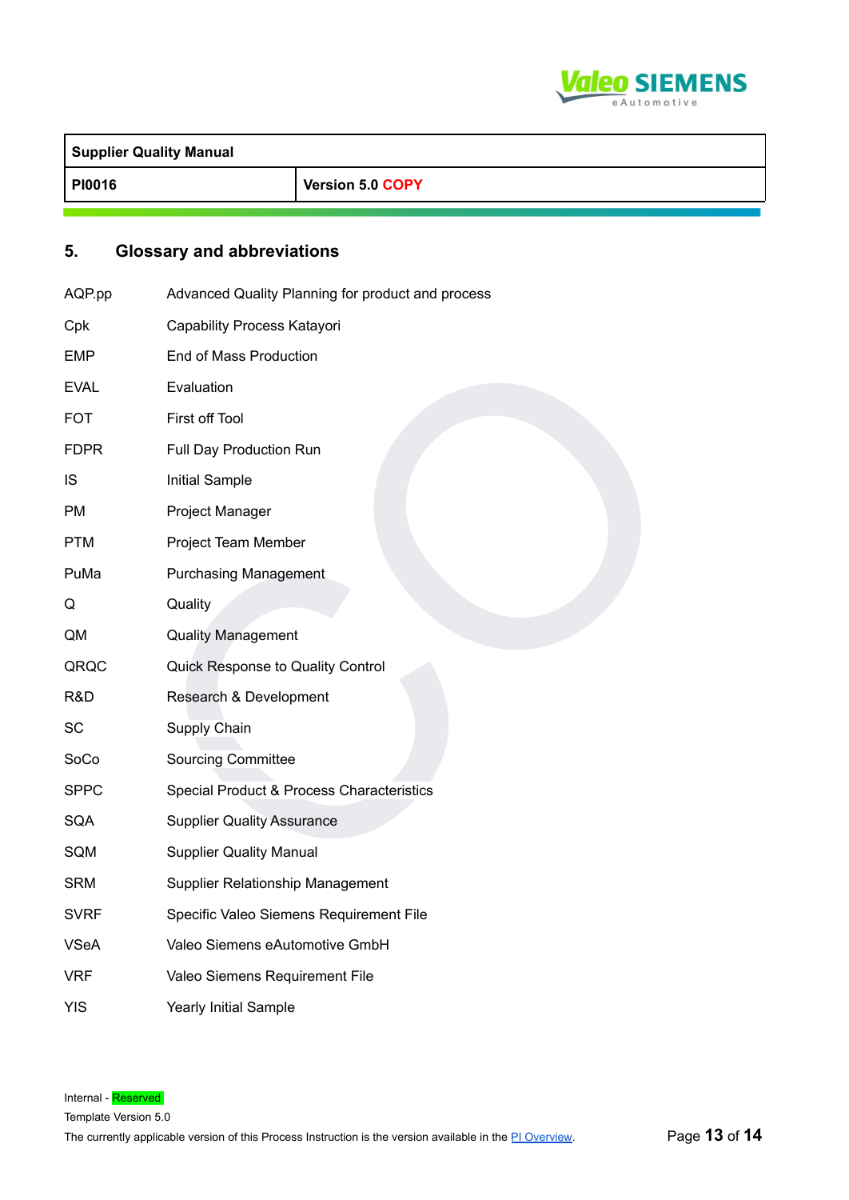## 5. Glossary and abbreviations

| | |
|---|---|
| AQP.pp | Advanced Quality Planning for product and process |
| Cpk | Capability Process Katayori |
| EMP | End of Mass Production |
| EVAL | Evaluation |
| FOT | First off Tool |
| FDPR | Full Day Production Run |
| IS | Initial Sample |
| PM | Project Manager |
| PTM | Project Team Member |
| PuMa | Purchasing Management |
| Q | Quality |
| QM | Quality Management |
| QRQC | Quick Response to Quality Control |
| R&D | Research & Development |
| SC | Supply Chain |
| SoCo | Sourcing Committee |
| SPPC | Special Product & Process Characteristics |
| SQA | Supplier Quality Assurance |
| SQM | Supplier Quality Manual |
| SRM | Supplier Relationship Management |
| SVRF | Specific Valeo Siemens Requirement File |
| VSeA | Valeo Siemens eAutomotive GmbH |
| VRF | Valeo Siemens Requirement File |
| YIS | Yearly Initial Sample |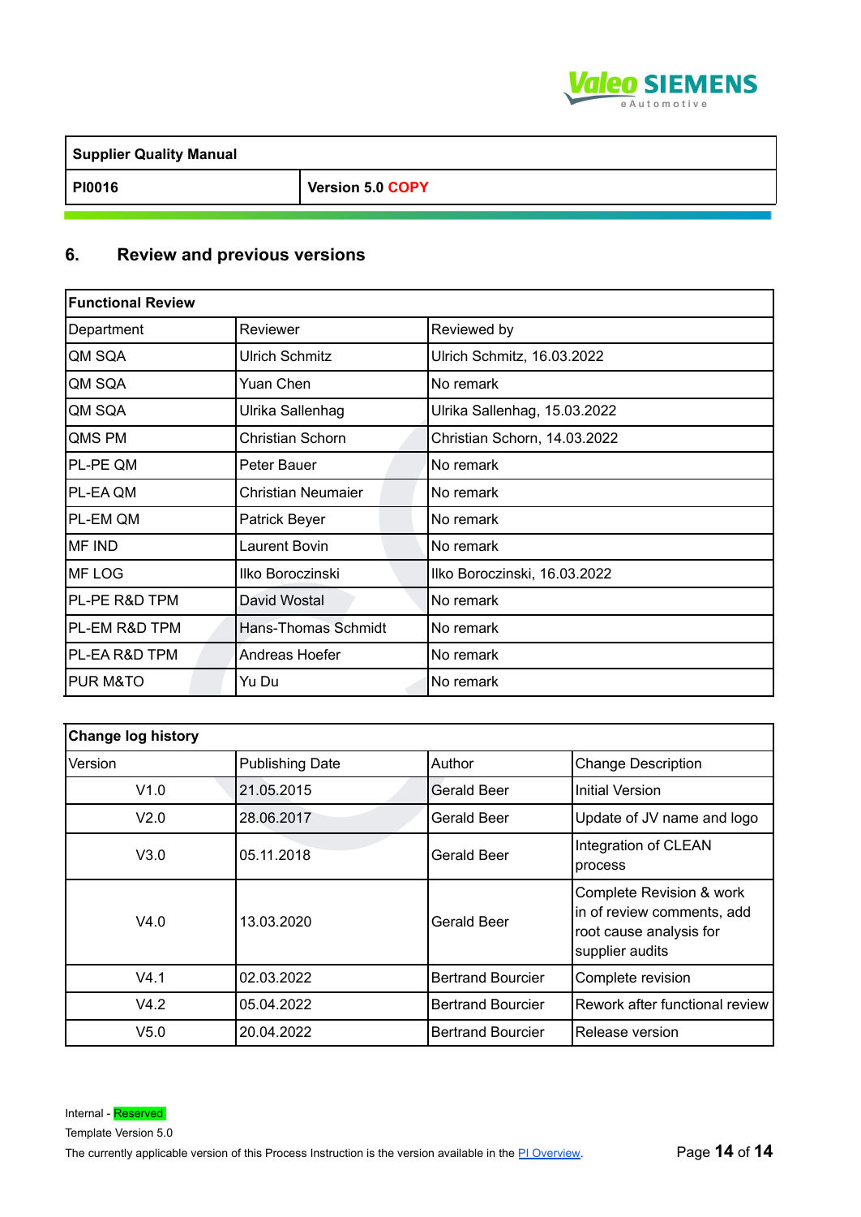## 6. Review and previous versions

| Functional Review | | |
|---|---|---|
| Department | Reviewer | Reviewed by |
| QM SQA | Ulrich Schmitz | Ulrich Schmitz, 16.03.2022 |
| QM SQA | Yuan Chen | No remark |
| QM SQA | Ulrika Sallenhag | Ulrika Sallenhag, 15.03.2022 |
| QMS PM | Christian Schorn | Christian Schorn, 14.03.2022 |
| PL-PE QM | Peter Bauer | No remark |
| PL-EA QM | Christian Neumaier | No remark |
| PL-EM QM | Patrick Beyer | No remark |
| MF IND | Laurent Bovin | No remark |
| MF LOG | Ilko Boroczinski | Ilko Boroczinski, 16.03.2022 |
| PL-PE R&D TPM | David Wostal | No remark |
| PL-EM R&D TPM | Hans-Thomas Schmidt | No remark |
| PL-EA R&D TPM | Andreas Hoefer | No remark |
| PUR M&TO | Yu Du | No remark |

| Change log history | | | |
|---|---|---|---|
| Version | Publishing Date | Author | Change Description |
| V1.0 | 21.05.2015 | Gerald Beer | Initial Version |
| V2.0 | 28.06.2017 | Gerald Beer | Update of JV name and logo |
| V3.0 | 05.11.2018 | Gerald Beer | Integration of CLEAN process |
| V4.0 | 13.03.2020 | Gerald Beer | Complete Revision & work in of review comments, add root cause analysis for supplier audits |
| V4.1 | 02.03.2022 | Bertrand Bourcier | Complete revision |
| V4.2 | 05.04.2022 | Bertrand Bourcier | Rework after functional review |
| V5.0 | 20.04.2022 | Bertrand Bourcier | Release version |